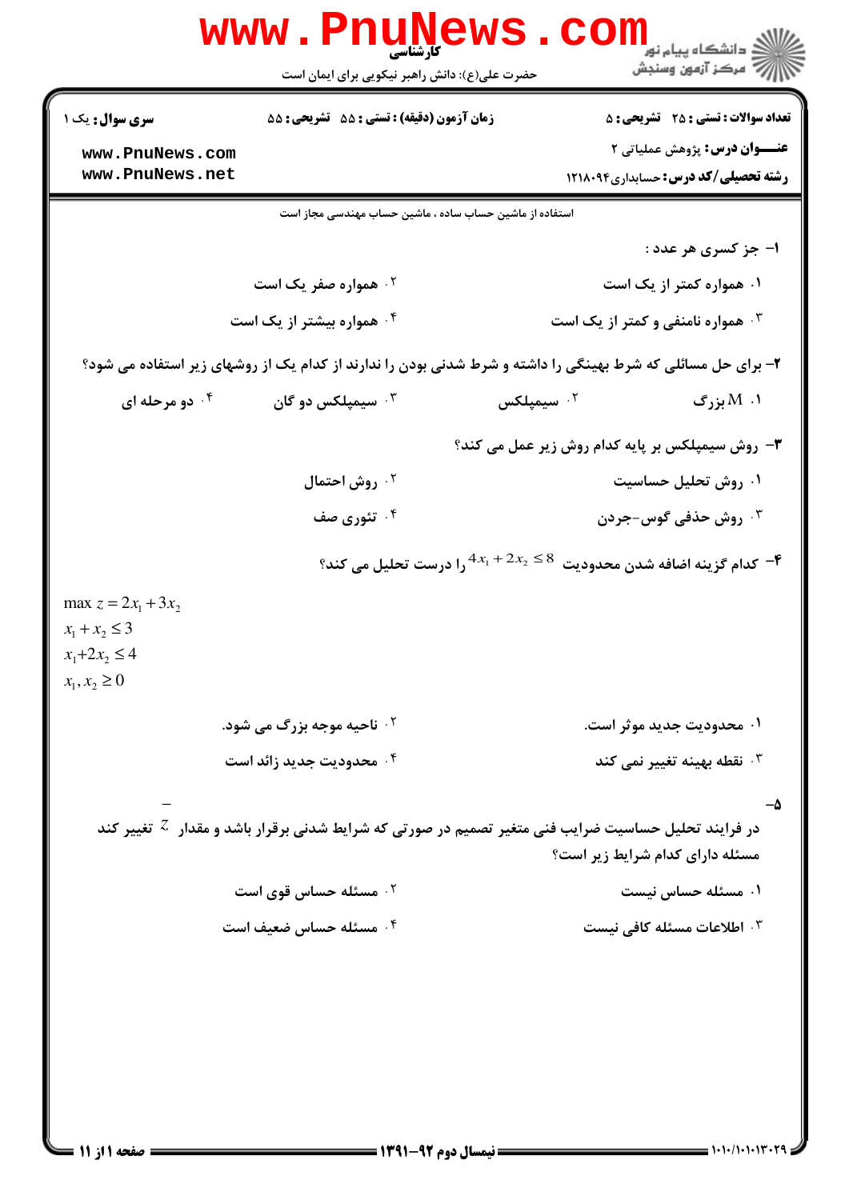**تعداد سوالات: تستی: ۲۵  تشریحی: ۵** | **زمان آزمون (دقیقه): تستی: ۵۵  تشریحی: ۵۵** | **سری سوال: یک ۱**

**عنـــوان درس:** پژوهش عملیاتی ۲

**رشته تحصیلی/کد درس:** حسابداری ۱۲۱۸۰۹۴

استفاده از ماشین حساب ساده ، ماشین حساب مهندسی مجاز است

۱- جز کسری هر عدد :

۱. همواره کمتر از یک است

۲. همواره صفر یک است

۳. همواره نامنفی و کمتر از یک است

۴. همواره بیشتر از یک است

۲- برای حل مسائلی که شرط بهینگی را داشته و شرط شدنی بودن را ندارند از کدام یک از روشهای زیر استفاده می شود؟

۱. $M$ بزرگ

۲. سیمپلکس

۳. سیمپلکس دو گان

۴. دو مرحله ای

۳- روش سیمپلکس بر پایه کدام روش زیر عمل می کند؟

۱. روش تحلیل حساسیت

۲. روش احتمال

۳. روش حذفی گوس-جردن

۴. تئوری صف

۴- کدام گزینه اضافه شدن محدودیت $4x_1 + 2x_2 \le 8$ را درست تحلیل می کند؟

$$\max z = 2x_1 + 3x_2$$
$$x_1 + x_2 \le 3$$
$$x_1 + 2x_2 \le 4$$
$$x_1, x_2 \ge 0$$

۱. محدودیت جدید موثر است.

۲. ناحیه موجه بزرگ می شود.

۳. نقطه بهینه تغییر نمی کند

۴. محدودیت جدید زائد است

۵- در فرایند تحلیل حساسیت ضرایب فنی متغیر تصمیم در صورتی که شرایط شدنی برقرار باشد و مقدار $\bar{z}$ تغییر کند مسئله دارای کدام شرایط زیر است؟

۱. مسئله حساس نیست

۲. مسئله حساس قوی است

۳. اطلاعات مسئله کافی نیست

۴. مسئله حساس ضعیف است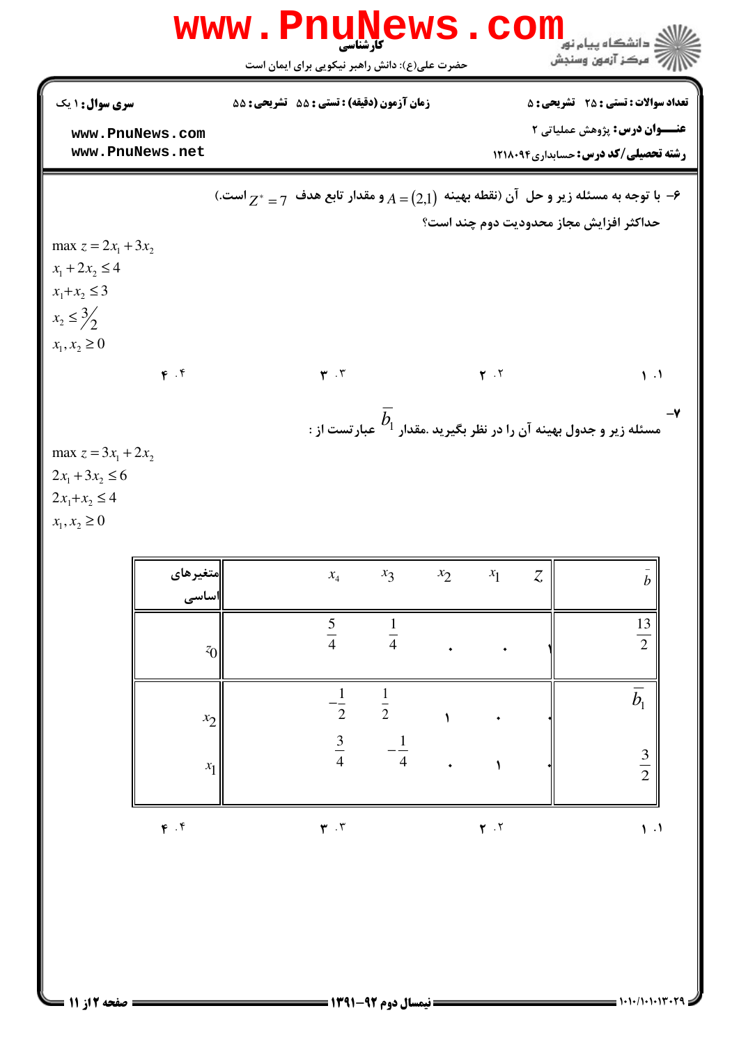۶- با توجه به مسئله زیر و حل آن (نقطه بهینه $A=(2,1)$ و مقدار تابع هدف $Z^*=7$ است.)

حداکثر افزایش مجاز محدودیت دوم چند است؟

$$\max z = 2x_1 + 3x_2$$
$$x_1 + 2x_2 \le 4$$
$$x_1 + x_2 \le 3$$
$$x_2 \le 3/2$$
$$x_1, x_2 \ge 0$$

۱. ۱ &nbsp;&nbsp;&nbsp; ۲. ۲ &nbsp;&nbsp;&nbsp; ۳. ۳ &nbsp;&nbsp;&nbsp; ۴. ۴

۷- مسئله زیر و جدول بهینه آن را در نظر بگیرید. مقدار $\bar{b}_1$ عبارتست از :

$$\max z = 3x_1 + 2x_2$$
$$2x_1 + 3x_2 \le 6$$
$$2x_1 + x_2 \le 4$$
$$x_1, x_2 \ge 0$$

| متغیرهای اساسی | $z$ | $x_1$ | $x_2$ | $x_3$ | $x_4$ | $\bar{b}$ |
|---|---|---|---|---|---|---|
| $z_0$ | ۱ | ۰ | ۰ | $\frac{1}{4}$ | $\frac{5}{4}$ | $\frac{13}{2}$ |
| $x_2$ | ۰ | ۰ | ۱ | $\frac{1}{2}$ | $-\frac{1}{2}$ | $\bar{b}_1$ |
| $x_1$ | ۰ | ۱ | ۰ | $-\frac{1}{4}$ | $\frac{3}{4}$ | $\frac{3}{2}$ |

۱. ۱ &nbsp;&nbsp;&nbsp; ۲. ۲ &nbsp;&nbsp;&nbsp; ۳. ۳ &nbsp;&nbsp;&nbsp; ۴. ۴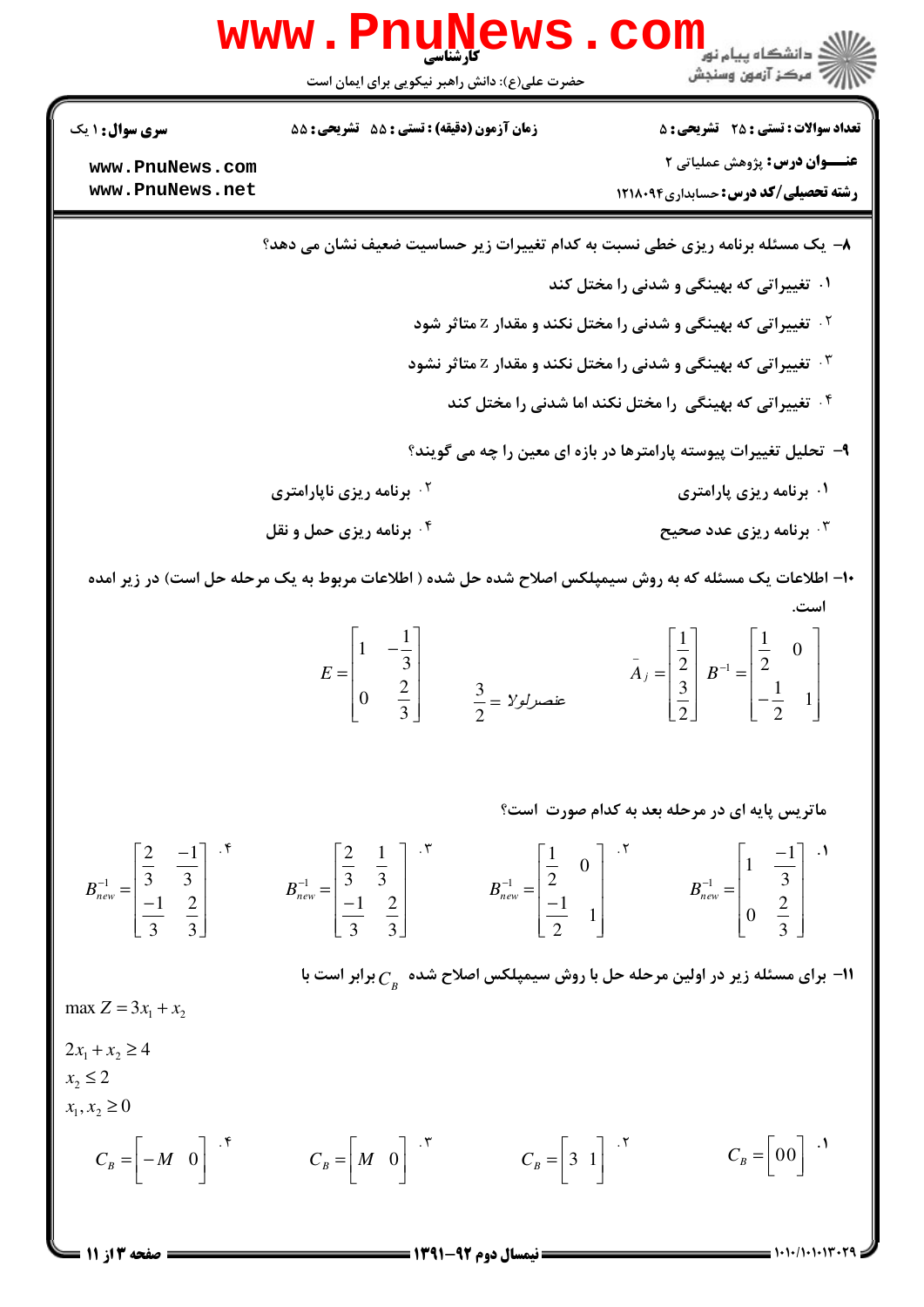۸- یک مسئله برنامه ریزی خطی نسبت به کدام تغییرات زیر حساسیت ضعیف نشان می دهد؟

۱. تغییراتی که بهینگی و شدنی را مختل کند

۲. تغییراتی که بهینگی و شدنی را مختل نکند و مقدار z متاثر شود

۳. تغییراتی که بهینگی و شدنی را مختل نکند و مقدار z متاثر نشود

۴. تغییراتی که بهینگی را مختل نکند اما شدنی را مختل کند

۹- تحلیل تغییرات پیوسته پارامترها در بازه ای معین را چه می گویند؟

۱. برنامه ریزی پارامتری

۲. برنامه ریزی ناپارامتری

۳. برنامه ریزی عدد صحیح

۴. برنامه ریزی حمل و نقل

۱۰- اطلاعات یک مسئله که به روش سیمپلکس اصلاح شده حل شده ( اطلاعات مربوط به یک مرحله حل است) در زیر امده است.

$$B^{-1} = \begin{bmatrix} \frac{1}{2} & 0 \\ -\frac{1}{2} & 1 \end{bmatrix} \qquad \bar{A}_j = \begin{bmatrix} \frac{1}{2} \\ \frac{3}{2} \end{bmatrix} \qquad \text{عنصرلولا} = \frac{3}{2} \qquad E = \begin{bmatrix} 1 & -\frac{1}{3} \\ 0 & \frac{2}{3} \end{bmatrix}$$

ماتریس پایه ای در مرحله بعد به کدام صورت است؟

۱. $B_{new}^{-1} = \begin{bmatrix} 1 & \frac{-1}{3} \\ 0 & \frac{2}{3} \end{bmatrix}$

۲. $B_{new}^{-1} = \begin{bmatrix} \frac{1}{2} & 0 \\ \frac{-1}{2} & 1 \end{bmatrix}$

۳. $B_{new}^{-1} = \begin{bmatrix} \frac{2}{3} & \frac{1}{3} \\ \frac{-1}{3} & \frac{2}{3} \end{bmatrix}$

۴. $B_{new}^{-1} = \begin{bmatrix} \frac{2}{3} & \frac{-1}{3} \\ \frac{-1}{3} & \frac{2}{3} \end{bmatrix}$

۱۱- برای مسئله زیر در اولین مرحله حل با روش سیمپلکس اصلاح شده $C_B$ برابر است با

$$\max Z = 3x_1 + x_2$$

$$2x_1 + x_2 \geq 4$$

$$x_2 \leq 2$$

$$x_1, x_2 \geq 0$$

۱. $C_B = \begin{bmatrix} 0 & 0 \end{bmatrix}$

۲. $C_B = \begin{bmatrix} 3 & 1 \end{bmatrix}$

۳. $C_B = \begin{bmatrix} M & 0 \end{bmatrix}$

۴. $C_B = \begin{bmatrix} -M & 0 \end{bmatrix}$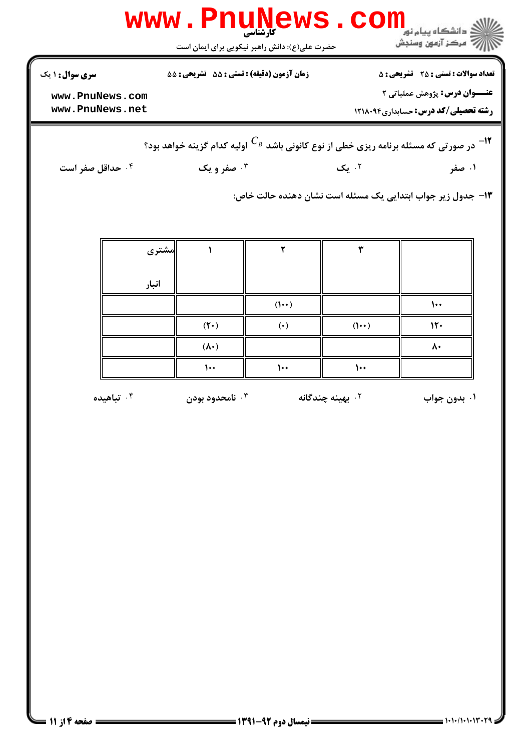۱۲- در صورتی که مسئله برنامه ریزی خطی از نوع کانونی باشد $C_B$ اولیه کدام گزینه خواهد بود؟

۱. صفر

۲. یک

۳. صفر و یک

۴. حداقل صفر است

۱۳- جدول زیر جواب ابتدایی یک مسئله است نشان دهنده حالت خاص:

| مشتری / انبار | ۱ | ۲ | ۳ | |
|---|---|---|---|---|
| | | (۱۰۰) | | ۱۰۰ |
| | (۲۰) | (۰) | (۱۰۰) | ۱۲۰ |
| | (۸۰) | | | ۸۰ |
| | ۱۰۰ | ۱۰۰ | ۱۰۰ | |

۱. بدون جواب

۲. بهینه چندگانه

۳. نامحدود بودن

۴. تباهیده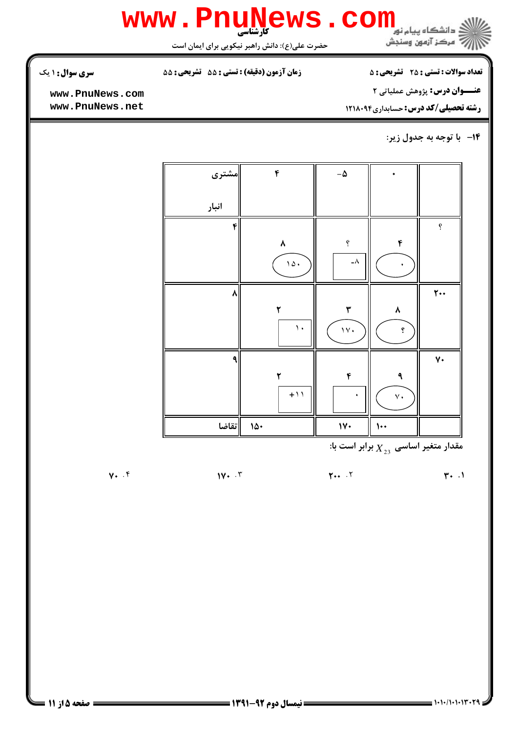**سری سوال:** ۱ یک

**زمان آزمون (دقیقه) : تستی : ۵۵ تشریحی : ۵۵**

**تعداد سوالات : تستی : ۲۵ تشریحی : ۵**

**عنـــوان درس:** پژوهش عملیاتی ۲

**رشته تحصیلی/کد درس:** حسابداری ۱۲۱۸۰۹۴

۱۴- با توجه به جدول زیر:

| | مشتری / انبار | ۴ | -۵ | ۰ |
|---|---|---|---|---|
| ؟ | ۴ | ۸ (۱۵۰) | ؟ [-۸] | ۴ (۰) |
| ۲۰۰ | ۸ | ۲ [۱۰] | ۳ (۱۷۰) | ۸ (؟) |
| ۷۰ | ۹ | ۲ [+۱۱] | ۴ [۰] | ۹ (۷۰) |
| | تقاضا | ۱۵۰ | ۱۷۰ | ۱۰۰ |

مقدار متغیر اساسی $X_{23}$ برابر است با:

۱. ۳۰ &nbsp;&nbsp;&nbsp; ۲. ۲۰۰ &nbsp;&nbsp;&nbsp; ۳. ۱۷۰ &nbsp;&nbsp;&nbsp; ۴. ۷۰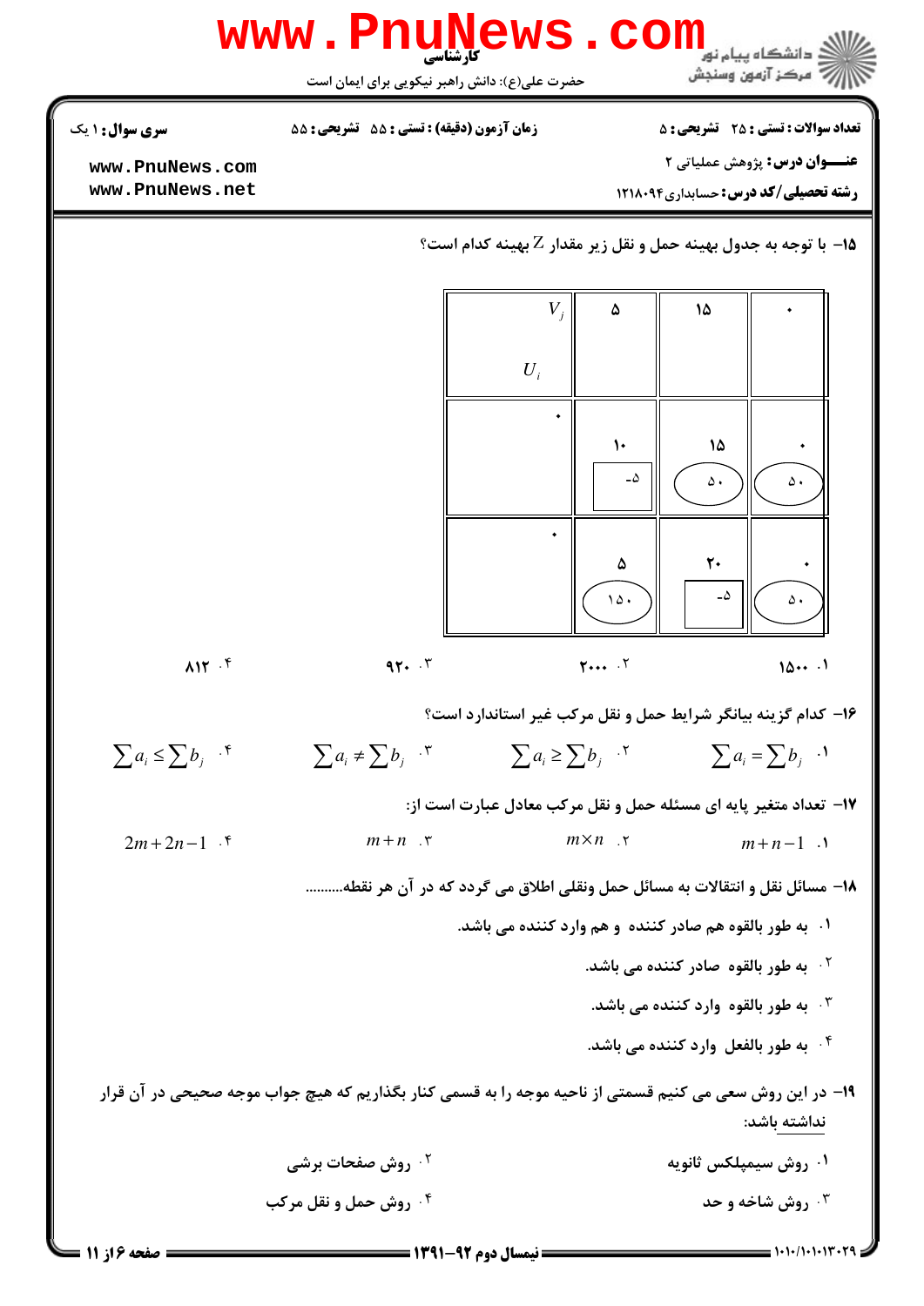۱۵- با توجه به جدول بهینه حمل و نقل زیر مقدار Z بهینه کدام است؟

| $V_j$ / $U_i$ | ۵ | ۱۵ | ۰ |
|---|---|---|---|
| ۰ | ۱۰ <br> -۵ | ۱۵ <br> ۵۰ | ۰ <br> ۵۰ |
| ۰ | ۵ <br> ۱۵۰ | ۲۰ <br> -۵ | ۰ <br> ۵۰ |

۱. ۱۵۰۰ &nbsp;&nbsp;&nbsp; ۲. ۲۰۰۰ &nbsp;&nbsp;&nbsp; ۳. ۹۲۰ &nbsp;&nbsp;&nbsp; ۴. ۸۱۲

۱۶- کدام گزینه بیانگر شرایط حمل و نقل مرکب غیر استاندارد است؟

۱. $\sum a_i = \sum b_j$ &nbsp;&nbsp;&nbsp; ۲. $\sum a_i \geq \sum b_j$ &nbsp;&nbsp;&nbsp; ۳. $\sum a_i \neq \sum b_j$ &nbsp;&nbsp;&nbsp; ۴. $\sum a_i \leq \sum b_j$

۱۷- تعداد متغیر پایه ای مسئله حمل و نقل مرکب معادل عبارت است از:

۱. $m+n-1$ &nbsp;&nbsp;&nbsp; ۲. $m \times n$ &nbsp;&nbsp;&nbsp; ۳. $m+n$ &nbsp;&nbsp;&nbsp; ۴. $2m+2n-1$

۱۸- مسائل نقل و انتقالات به مسائل حمل ونقلی اطلاق می گردد که در آن هر نقطه..........

۱. به طور بالقوه هم صادر کننده و هم وارد کننده می باشد.

۲. به طور بالقوه صادر کننده می باشد.

۳. به طور بالقوه وارد کننده می باشد.

۴. به طور بالفعل وارد کننده می باشد.

۱۹- در این روش سعی می کنیم قسمتی از ناحیه موجه را به قسمی کنار بگذاریم که هیچ جواب موجه صحیحی در آن قرار نداشته باشد:

۱. روش سیمپلکس ثانویه &nbsp;&nbsp;&nbsp; ۲. روش صفحات برشی

۳. روش شاخه و حد &nbsp;&nbsp;&nbsp; ۴. روش حمل و نقل مرکب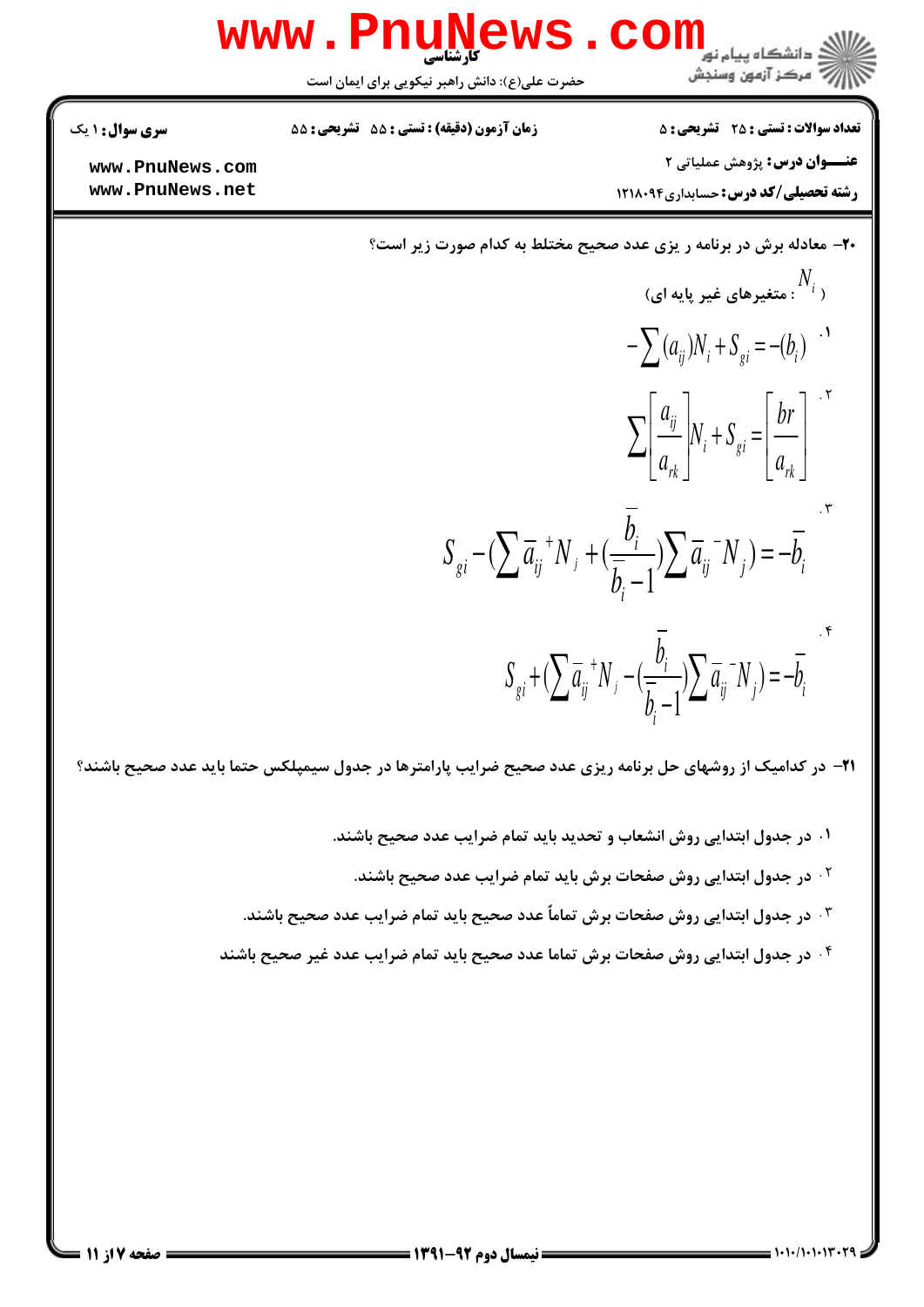۲۰- معادله برش در برنامه ر یزی عدد صحیح مختلط به کدام صورت زیر است؟

( $N_i$: متغیرهای غیر پایه ای)

۱. $-\sum(a_{ij})N_i + S_{gi} = -(b_i)$

۲. $\sum\left[\frac{a_{ij}}{a_{rk}}\right]N_i + S_{gi} = \left[\frac{br}{a_{rk}}\right]$

۳. $S_{gi} - (\sum \bar{a}_{ij}^{\ +}N_j + (\frac{\bar{b}_i}{\bar{b}_i - 1})\sum \bar{a}_{ij}^{\ -}N_j) = -\bar{b}_i$

۴. $S_{gi} + (\sum \bar{a}_{ij}^{\ +}N_j - (\frac{\bar{b}_i}{\bar{b}_i - 1})\sum \bar{a}_{ij}^{\ -}N_j) = -\bar{b}_i$

۲۱- در کدامیک از روشهای حل برنامه ریزی عدد صحیح ضرایب پارامترها در جدول سیمپلکس حتما باید عدد صحیح باشند؟

۱. در جدول ابتدایی روش انشعاب و تحدید باید تمام ضرایب عدد صحیح باشند.

۲. در جدول ابتدایی روش صفحات برش باید تمام ضرایب عدد صحیح باشند.

۳. در جدول ابتدایی روش صفحات برش تماماً عدد صحیح باید تمام ضرایب عدد صحیح باشند.

۴. در جدول ابتدایی روش صفحات برش تماما عدد صحیح باید تمام ضرایب عدد غیر صحیح باشند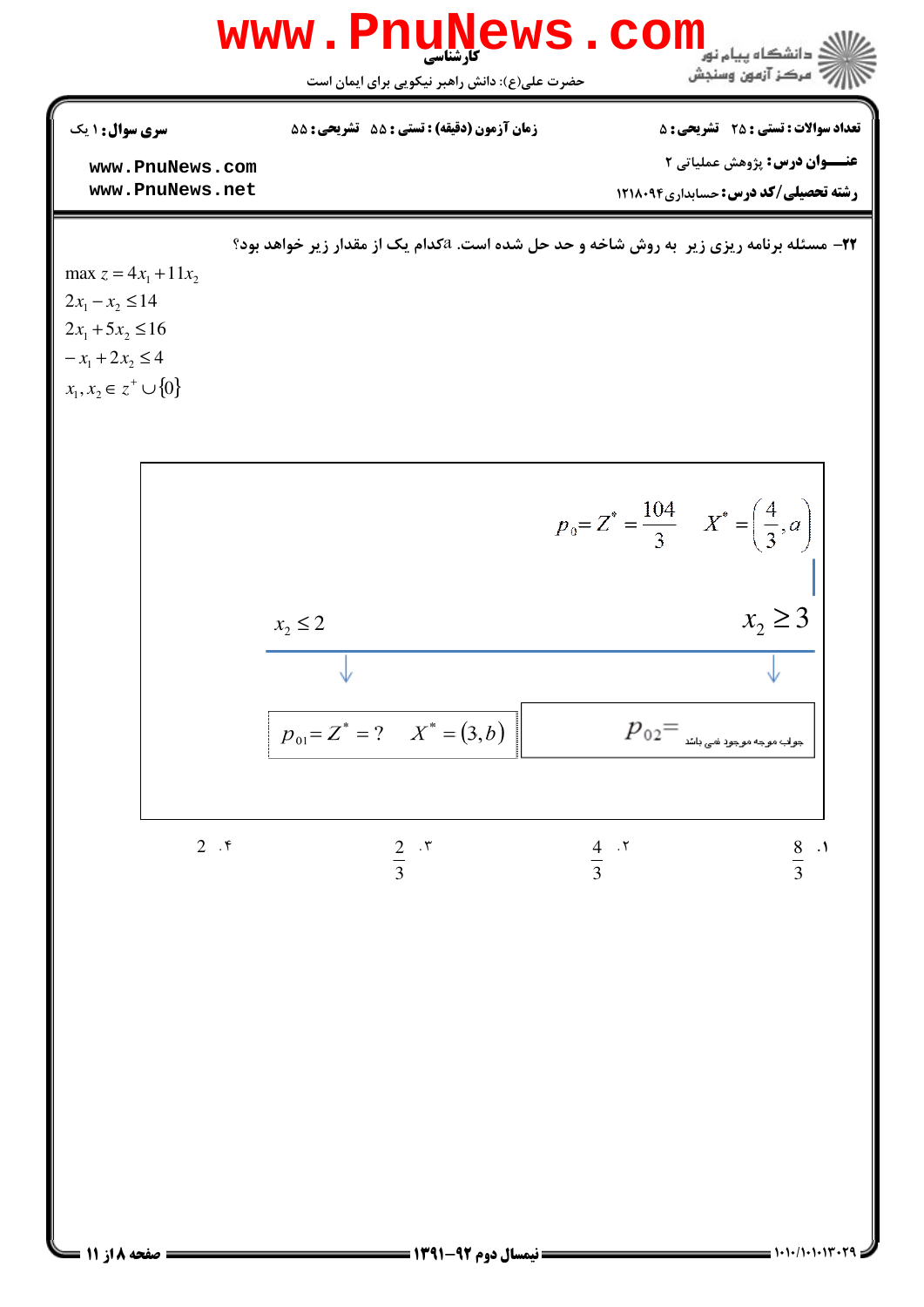**۲۲**– مسئله برنامه ریزی زیر به روش شاخه و حد حل شده است. aکدام یک از مقدار زیر خواهد بود؟

$$\max z = 4x_1 + 11x_2$$
$$2x_1 - x_2 \le 14$$
$$2x_1 + 5x_2 \le 16$$
$$-x_1 + 2x_2 \le 4$$
$$x_1, x_2 \in z^+ \cup \{0\}$$

$$p_0 = Z^* = \frac{104}{3} \qquad X^* = \left(\frac{4}{3}, a\right)$$

- شاخه $x_2 \le 2$: $p_{01} = Z^* = ? \qquad X^* = (3, b)$
- شاخه $x_2 \ge 3$: $p_{02} =$ جواب موجه موجود نمی باشد

۱. $\frac{8}{3}$

۲. $\frac{4}{3}$

۳. $\frac{2}{3}$

۴. $2$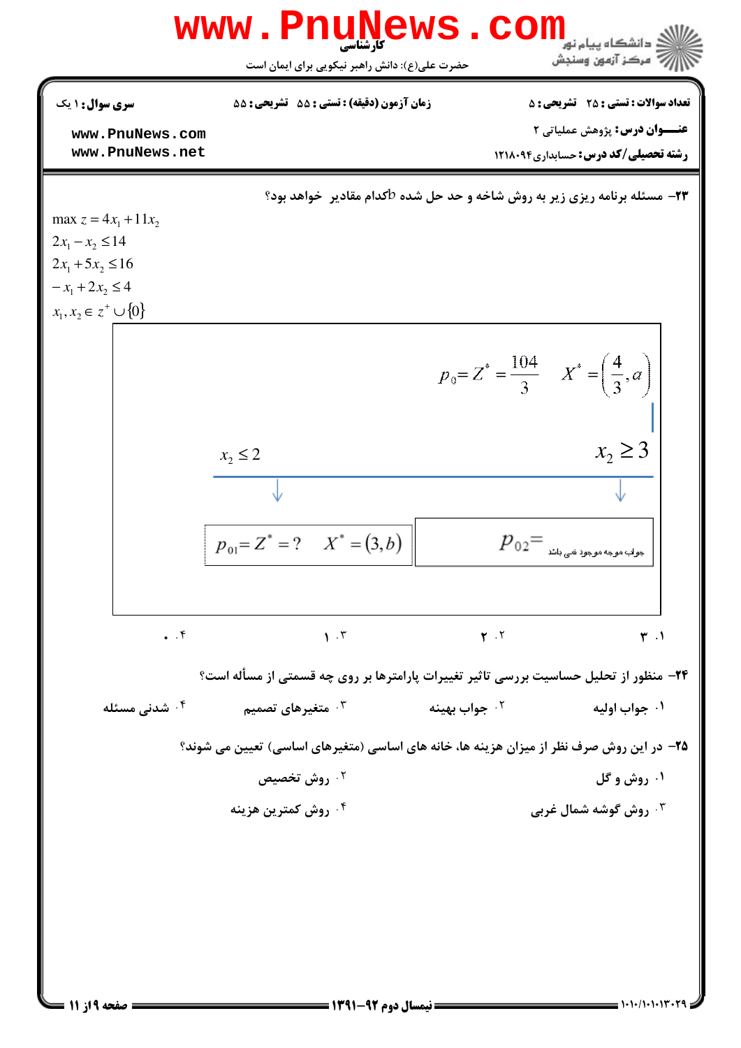۲۳- مسئله برنامه ریزی زیر به روش شاخه و حد حل شده bکدام مقادیر خواهد بود؟

$$\max z = 4x_1 + 11x_2$$

$$2x_1 - x_2 \le 14$$

$$2x_1 + 5x_2 \le 16$$

$$-x_1 + 2x_2 \le 4$$

$$x_1, x_2 \in z^+ \cup \{0\}$$

$$p_0 = Z^* = \frac{104}{3} \quad X^* = \left(\frac{4}{3}, a\right)$$

شاخه $x_2 \le 2$:

$$p_{01} = Z^* = ? \quad X^* = (3, b)$$

شاخه $x_2 \ge 3$:

$p_{02} =$ جواب موجه موجود نمی باشد

۱. ۳

۲. ۲

۳. ۱

۴. ۰

۲۴- منظور از تحلیل حساسیت بررسی تاثیر تغییرات پارامترها بر روی چه قسمتی از مسأله است؟

۱. جواب اولیه

۲. جواب بهینه

۳. متغیرهای تصمیم

۴. شدنی مسئله

۲۵- در این روش صرف نظر از میزان هزینه ها، خانه های اساسی (متغیرهای اساسی) تعیین می شوند؟

۱. روش و گل

۲. روش تخصیص

۳. روش گوشه شمال غربی

۴. روش کمترین هزینه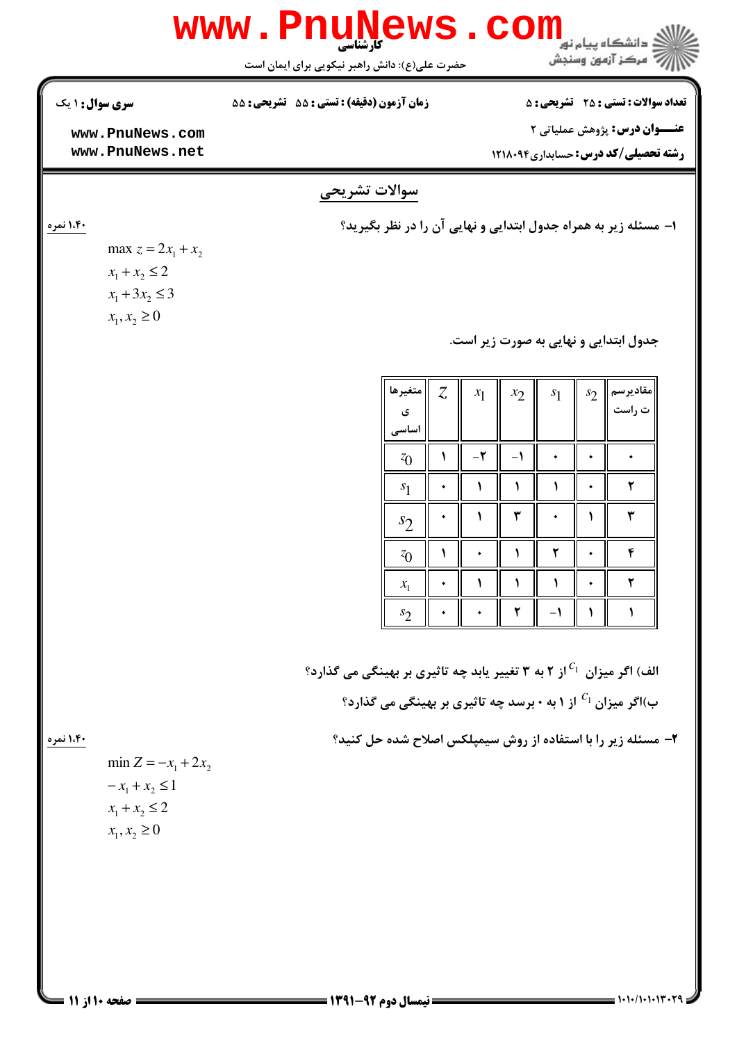**سری سوال:** ۱ یک

**زمان آزمون (دقیقه) : تستی : ۵۵ تشریحی : ۵۵**

**تعداد سوالات : تستی : ۲۵ تشریحی : ۵**

**عنـــوان درس:** پژوهش عملیاتی ۲

**رشته تحصیلی/کد درس:** حسابداری ۱۲۱۸۰۹۴

## سوالات تشریحی

۱– مسئله زیر به همراه جدول ابتدایی و نهایی آن را در نظر بگیرید؟ — ۱،۴۰ نمره

$$\max z = 2x_1 + x_2$$
$$x_1 + x_2 \le 2$$
$$x_1 + 3x_2 \le 3$$
$$x_1, x_2 \ge 0$$

جدول ابتدایی و نهایی به صورت زیر است.

| متغیرهای اساسی | $z$ | $x_1$ | $x_2$ | $s_1$ | $s_2$ | مقادیر سمت راست |
|---|---|---|---|---|---|---|
| $z_0$ | ۱ | -۲ | -۱ | ۰ | ۰ | ۰ |
| $s_1$ | ۰ | ۱ | ۱ | ۱ | ۰ | ۲ |
| $s_2$ | ۰ | ۱ | ۳ | ۰ | ۱ | ۳ |
| $z_0$ | ۱ | ۰ | ۱ | ۲ | ۰ | ۴ |
| $x_1$ | ۰ | ۱ | ۱ | ۱ | ۰ | ۲ |
| $s_2$ | ۰ | ۰ | ۲ | -۱ | ۱ | ۱ |

الف) اگر میزان $c_1$ از ۲ به ۳ تغییر یابد چه تاثیری بر بهینگی می گذارد؟

ب)اگر میزان $c_1$ از ۱ به ۰ برسد چه تاثیری بر بهینگی می گذارد؟

۲– مسئله زیر را با استفاده از روش سیمپلکس اصلاح شده حل کنید؟ — ۱،۴۰ نمره

$$\min Z = -x_1 + 2x_2$$
$$-x_1 + x_2 \le 1$$
$$x_1 + x_2 \le 2$$
$$x_1, x_2 \ge 0$$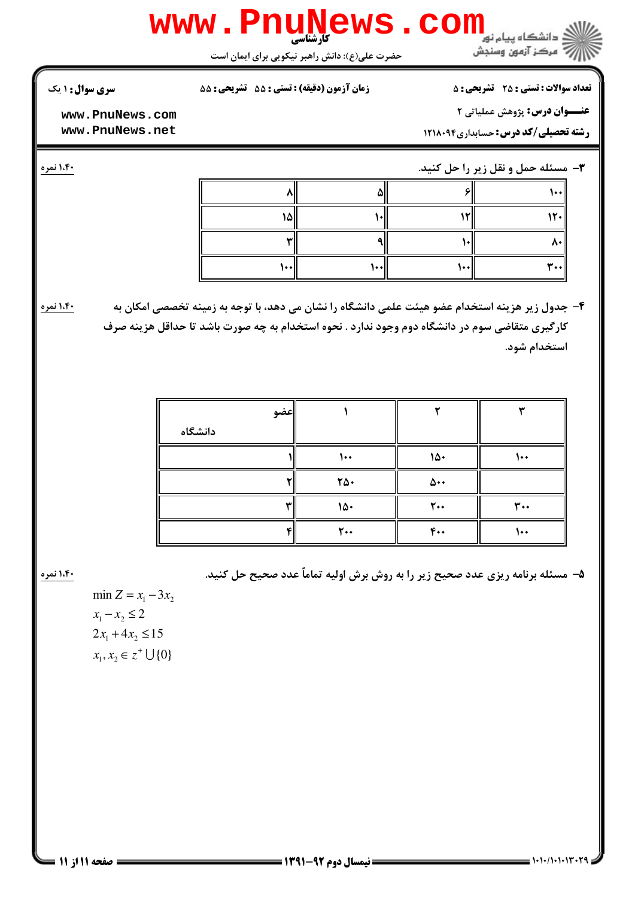سری سوال: ۱ یک

زمان آزمون (دقیقه): تستی: ۵۵ تشریحی: ۵۵

تعداد سوالات: تستی: ۲۵ تشریحی: ۵

عنوان درس: پژوهش عملیاتی ۲

رشته تحصیلی/کد درس: حسابداری ۱۲۱۸۰۹۴

۳- مسئله حمل و نقل زیر را حل کنید. ۱.۴۰ نمره

| | | | |
|---|---|---|---|
| ۱۰۰ | ۶ | ۵ | ۸ |
| ۱۲۰ | ۱۲ | ۱۰ | ۱۵ |
| ۸۰ | ۱۰ | ۹ | ۳ |
| ۳۰۰ | ۱۰۰ | ۱۰۰ | ۱۰۰ |

۴- جدول زیر هزینه استخدام عضو هیئت علمی دانشگاه را نشان می دهد، با توجه به زمینه تخصصی امکان به کارگیری متقاضی سوم در دانشگاه دوم وجود ندارد. نحوه استخدام به چه صورت باشد تا حداقل هزینه صرف استخدام شود. ۱.۴۰ نمره

| عضو / دانشگاه | ۱ | ۲ | ۳ |
|---|---|---|---|
| ۱ | ۱۰۰ | ۱۵۰ | ۱۰۰ |
| ۲ | ۲۵۰ | ۵۰۰ | |
| ۳ | ۱۵۰ | ۲۰۰ | ۳۰۰ |
| ۴ | ۲۰۰ | ۴۰۰ | ۱۰۰ |

۵- مسئله برنامه ریزی عدد صحیح زیر را به روش برش اولیه تماماً عدد صحیح حل کنید. ۱.۴۰ نمره

$$\min Z = x_1 - 3x_2$$

$$x_1 - x_2 \le 2$$

$$2x_1 + 4x_2 \le 15$$

$$x_1, x_2 \in z^+ \cup \{0\}$$